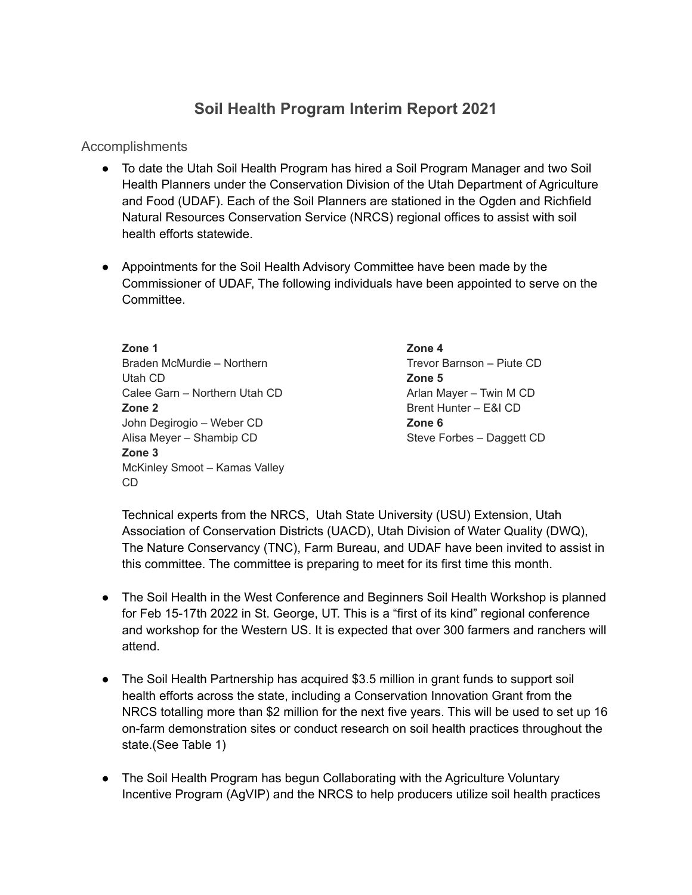# Soil Health Program Interim Report 2021

## Accomplishments

- To date the Utah Soil Health Program has hired a Soil Program Manager and two Soil Health Planners under the Conservation Division of the Utah Department of Agriculture and Food (UDAF). Each of the Soil Planners are stationed in the Ogden and Richfield Natural Resources Conservation Service (NRCS) regional offices to assist with soil health efforts statewide.

- Appointments for the Soil Health Advisory Committee have been made by the Commissioner of UDAF, The following individuals have been appointed to serve on the Committee.

  **Zone 1**
  Braden McMurdie – Northern Utah CD
  Calee Garn – Northern Utah CD
  **Zone 2**
  John Degirogio – Weber CD
  Alisa Meyer – Shambip CD
  **Zone 3**
  McKinley Smoot – Kamas Valley CD
  **Zone 4**
  Trevor Barnson – Piute CD
  **Zone 5**
  Arlan Mayer – Twin M CD
  Brent Hunter – E&I CD
  **Zone 6**
  Steve Forbes – Daggett CD

  Technical experts from the NRCS, Utah State University (USU) Extension, Utah Association of Conservation Districts (UACD), Utah Division of Water Quality (DWQ), The Nature Conservancy (TNC), Farm Bureau, and UDAF have been invited to assist in this committee. The committee is preparing to meet for its first time this month.

- The Soil Health in the West Conference and Beginners Soil Health Workshop is planned for Feb 15-17th 2022 in St. George, UT. This is a "first of its kind" regional conference and workshop for the Western US. It is expected that over 300 farmers and ranchers will attend.

- The Soil Health Partnership has acquired $3.5 million in grant funds to support soil health efforts across the state, including a Conservation Innovation Grant from the NRCS totalling more than $2 million for the next five years. This will be used to set up 16 on-farm demonstration sites or conduct research on soil health practices throughout the state.(See Table 1)

- The Soil Health Program has begun Collaborating with the Agriculture Voluntary Incentive Program (AgVIP) and the NRCS to help producers utilize soil health practices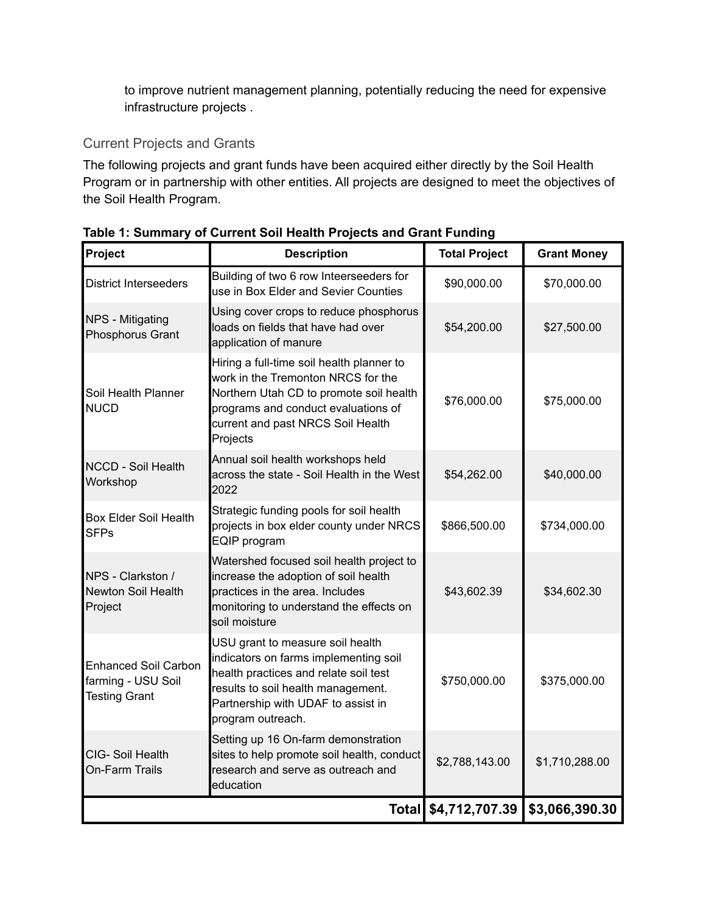to improve nutrient management planning, potentially reducing the need for expensive infrastructure projects .

## Current Projects and Grants

The following projects and grant funds have been acquired either directly by the Soil Health Program or in partnership with other entities. All projects are designed to meet the objectives of the Soil Health Program.

**Table 1: Summary of Current Soil Health Projects and Grant Funding**

| Project | Description | Total Project | Grant Money |
|---|---|---|---|
| District Interseeders | Building of two 6 row Inteerseeders for use in Box Elder and Sevier Counties | $90,000.00 | $70,000.00 |
| NPS - Mitigating Phosphorus Grant | Using cover crops to reduce phosphorus loads on fields that have had over application of manure | $54,200.00 | $27,500.00 |
| Soil Health Planner NUCD | Hiring a full-time soil health planner to work in the Tremonton NRCS for the Northern Utah CD to promote soil health programs and conduct evaluations of current and past NRCS Soil Health Projects | $76,000.00 | $75,000.00 |
| NCCD - Soil Health Workshop | Annual soil health workshops held across the state - Soil Health in the West 2022 | $54,262.00 | $40,000.00 |
| Box Elder Soil Health SFPs | Strategic funding pools for soil health projects in box elder county under NRCS EQIP program | $866,500.00 | $734,000.00 |
| NPS - Clarkston / Newton Soil Health Project | Watershed focused soil health project to increase the adoption of soil health practices in the area. Includes monitoring to understand the effects on soil moisture | $43,602.39 | $34,602.30 |
| Enhanced Soil Carbon farming - USU Soil Testing Grant | USU grant to measure soil health indicators on farms implementing soil health practices and relate soil test results to soil health management. Partnership with UDAF to assist in program outreach. | $750,000.00 | $375,000.00 |
| CIG- Soil Health On-Farm Trails | Setting up 16 On-farm demonstration sites to help promote soil health, conduct research and serve as outreach and education | $2,788,143.00 | $1,710,288.00 |
| | **Total** | **$4,712,707.39** | **$3,066,390.30** |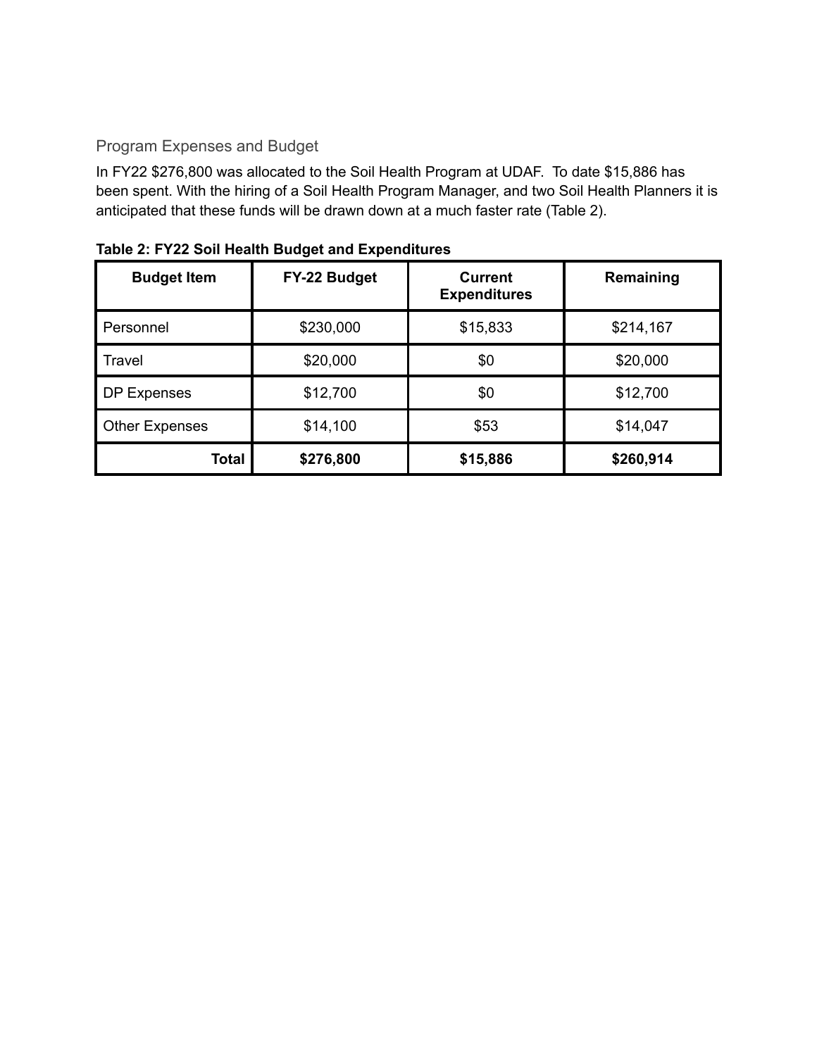## Program Expenses and Budget

In FY22 $276,800 was allocated to the Soil Health Program at UDAF. To date $15,886 has been spent. With the hiring of a Soil Health Program Manager, and two Soil Health Planners it is anticipated that these funds will be drawn down at a much faster rate (Table 2).

**Table 2: FY22 Soil Health Budget and Expenditures**

| Budget Item | FY-22 Budget | Current Expenditures | Remaining |
|---|---|---|---|
| Personnel | $230,000 | $15,833 | $214,167 |
| Travel | $20,000 | $0 | $20,000 |
| DP Expenses | $12,700 | $0 | $12,700 |
| Other Expenses | $14,100 | $53 | $14,047 |
| **Total** | **$276,800** | **$15,886** | **$260,914** |